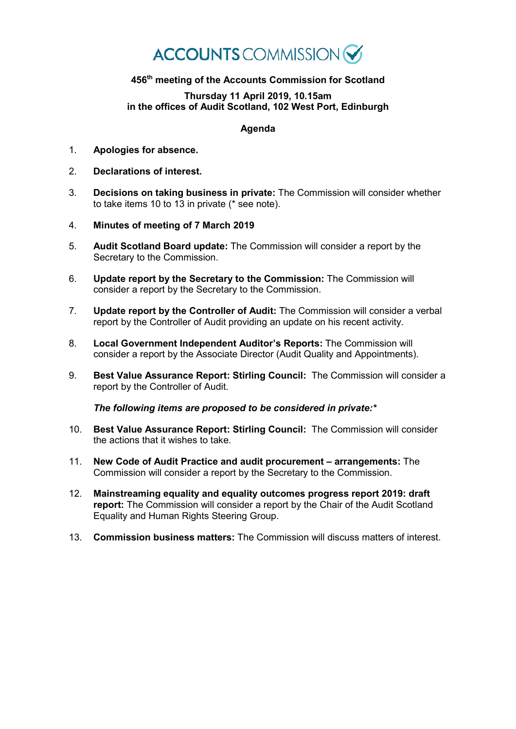# ACCOUNTS COMMISSION

**456th meeting of the Accounts Commission for Scotland**

**Thursday 11 April 2019, 10.15am**
**in the offices of Audit Scotland, 102 West Port, Edinburgh**

**Agenda**

1. **Apologies for absence.**

2. **Declarations of interest.**

3. **Decisions on taking business in private:** The Commission will consider whether to take items 10 to 13 in private (* see note).

4. **Minutes of meeting of 7 March 2019**

5. **Audit Scotland Board update:** The Commission will consider a report by the Secretary to the Commission.

6. **Update report by the Secretary to the Commission:** The Commission will consider a report by the Secretary to the Commission.

7. **Update report by the Controller of Audit:** The Commission will consider a verbal report by the Controller of Audit providing an update on his recent activity.

8. **Local Government Independent Auditor's Reports:** The Commission will consider a report by the Associate Director (Audit Quality and Appointments).

9. **Best Value Assurance Report: Stirling Council:** The Commission will consider a report by the Controller of Audit.

***The following items are proposed to be considered in private:****

10. **Best Value Assurance Report: Stirling Council:** The Commission will consider the actions that it wishes to take.

11. **New Code of Audit Practice and audit procurement – arrangements:** The Commission will consider a report by the Secretary to the Commission.

12. **Mainstreaming equality and equality outcomes progress report 2019: draft report:** The Commission will consider a report by the Chair of the Audit Scotland Equality and Human Rights Steering Group.

13. **Commission business matters:** The Commission will discuss matters of interest.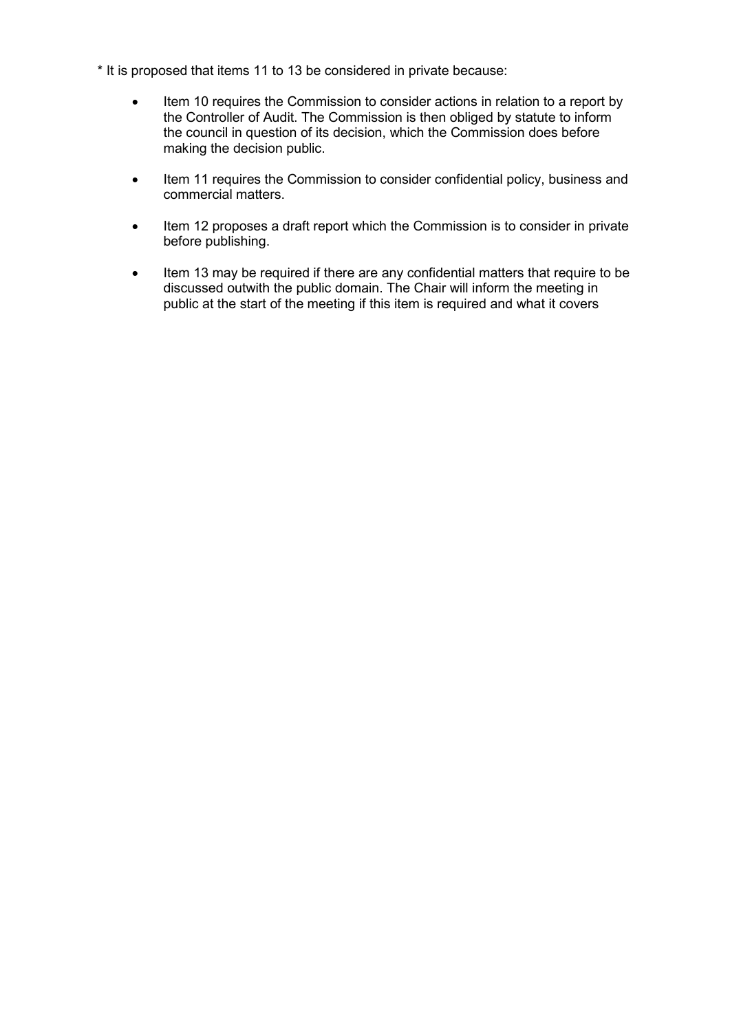* It is proposed that items 11 to 13 be considered in private because:

- Item 10 requires the Commission to consider actions in relation to a report by the Controller of Audit. The Commission is then obliged by statute to inform the council in question of its decision, which the Commission does before making the decision public.

- Item 11 requires the Commission to consider confidential policy, business and commercial matters.

- Item 12 proposes a draft report which the Commission is to consider in private before publishing.

- Item 13 may be required if there are any confidential matters that require to be discussed outwith the public domain. The Chair will inform the meeting in public at the start of the meeting if this item is required and what it covers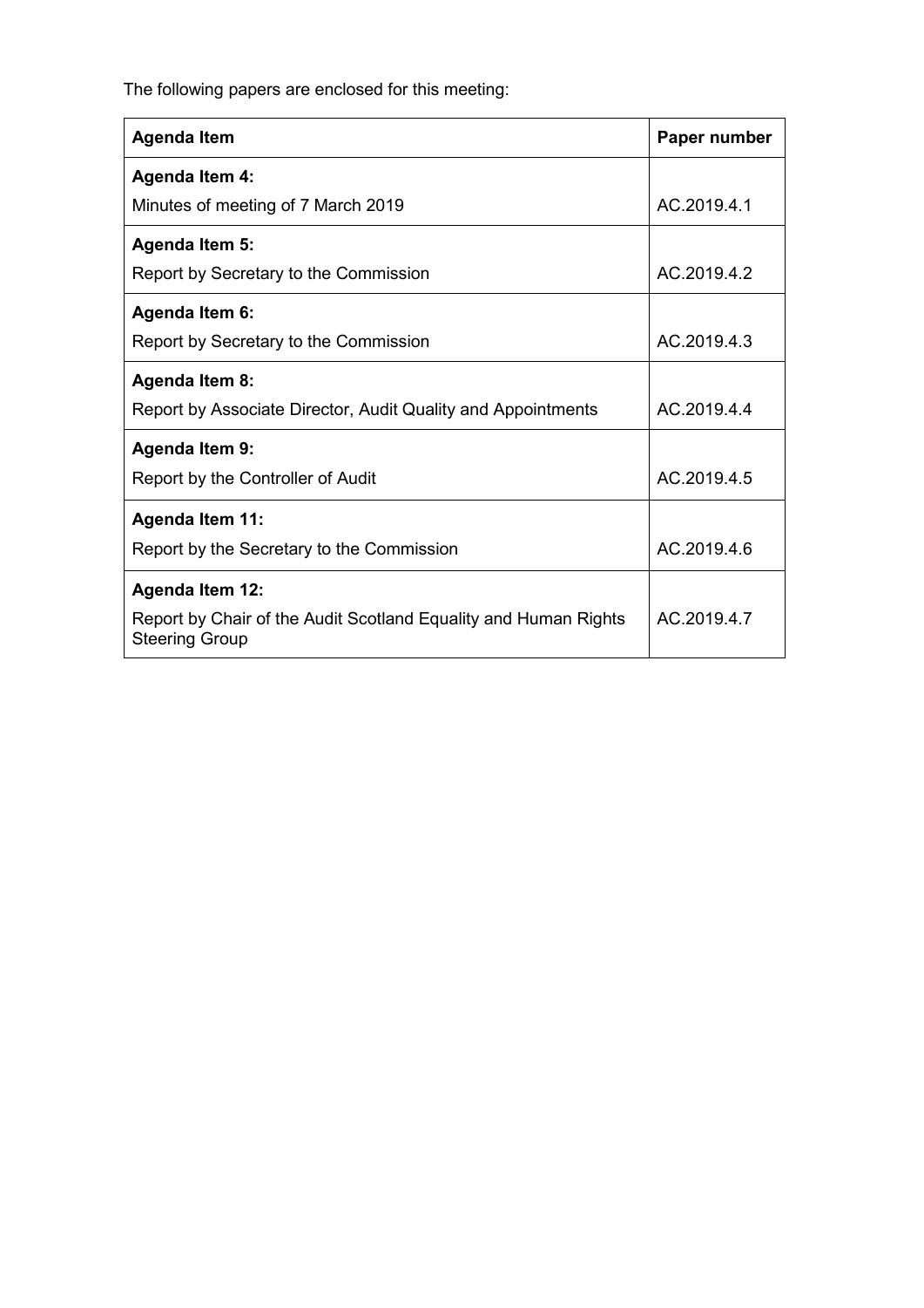The following papers are enclosed for this meeting:

| Agenda Item | Paper number |
|---|---|
| **Agenda Item 4:**<br>Minutes of meeting of 7 March 2019 | AC.2019.4.1 |
| **Agenda Item 5:**<br>Report by Secretary to the Commission | AC.2019.4.2 |
| **Agenda Item 6:**<br>Report by Secretary to the Commission | AC.2019.4.3 |
| **Agenda Item 8:**<br>Report by Associate Director, Audit Quality and Appointments | AC.2019.4.4 |
| **Agenda Item 9:**<br>Report by the Controller of Audit | AC.2019.4.5 |
| **Agenda Item 11:**<br>Report by the Secretary to the Commission | AC.2019.4.6 |
| **Agenda Item 12:**<br>Report by Chair of the Audit Scotland Equality and Human Rights Steering Group | AC.2019.4.7 |